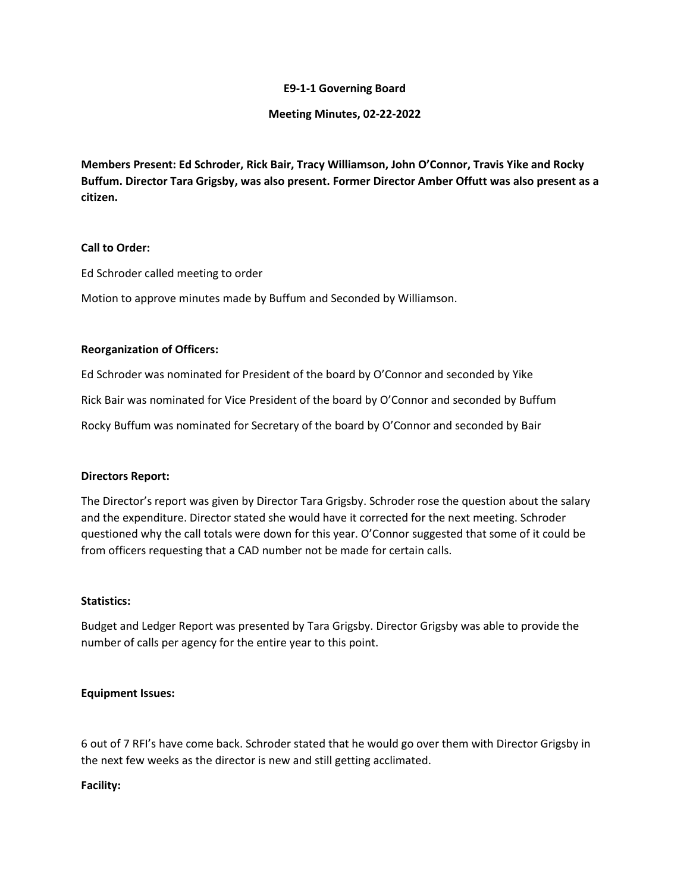# E9-1-1 Governing Board

## Meeting Minutes, 02-22-2022

**Members Present: Ed Schroder, Rick Bair, Tracy Williamson, John O'Connor, Travis Yike and Rocky Buffum. Director Tara Grigsby, was also present. Former Director Amber Offutt was also present as a citizen.**

**Call to Order:**

Ed Schroder called meeting to order

Motion to approve minutes made by Buffum and Seconded by Williamson.

**Reorganization of Officers:**

Ed Schroder was nominated for President of the board by O'Connor and seconded by Yike

Rick Bair was nominated for Vice President of the board by O'Connor and seconded by Buffum

Rocky Buffum was nominated for Secretary of the board by O'Connor and seconded by Bair

**Directors Report:**

The Director's report was given by Director Tara Grigsby. Schroder rose the question about the salary and the expenditure. Director stated she would have it corrected for the next meeting. Schroder questioned why the call totals were down for this year. O'Connor suggested that some of it could be from officers requesting that a CAD number not be made for certain calls.

**Statistics:**

Budget and Ledger Report was presented by Tara Grigsby. Director Grigsby was able to provide the number of calls per agency for the entire year to this point.

**Equipment Issues:**

6 out of 7 RFI's have come back. Schroder stated that he would go over them with Director Grigsby in the next few weeks as the director is new and still getting acclimated.

**Facility:**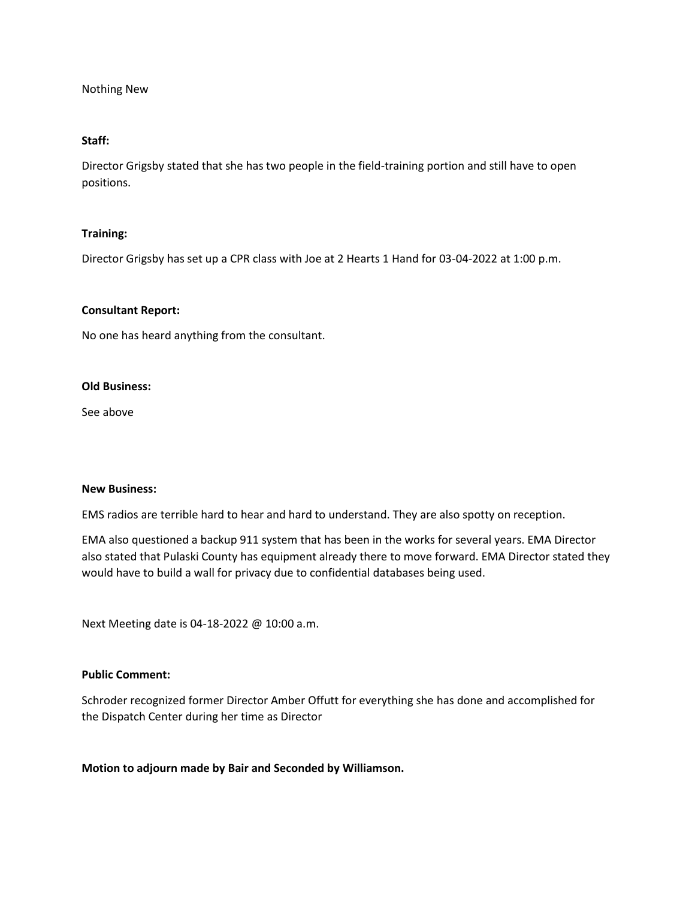Nothing New

**Staff:**

Director Grigsby stated that she has two people in the field-training portion and still have to open positions.

**Training:**

Director Grigsby has set up a CPR class with Joe at 2 Hearts 1 Hand for 03-04-2022 at 1:00 p.m.

**Consultant Report:**

No one has heard anything from the consultant.

**Old Business:**

See above

**New Business:**

EMS radios are terrible hard to hear and hard to understand. They are also spotty on reception.

EMA also questioned a backup 911 system that has been in the works for several years. EMA Director also stated that Pulaski County has equipment already there to move forward. EMA Director stated they would have to build a wall for privacy due to confidential databases being used.

Next Meeting date is 04-18-2022 @ 10:00 a.m.

**Public Comment:**

Schroder recognized former Director Amber Offutt for everything she has done and accomplished for the Dispatch Center during her time as Director

**Motion to adjourn made by Bair and Seconded by Williamson.**